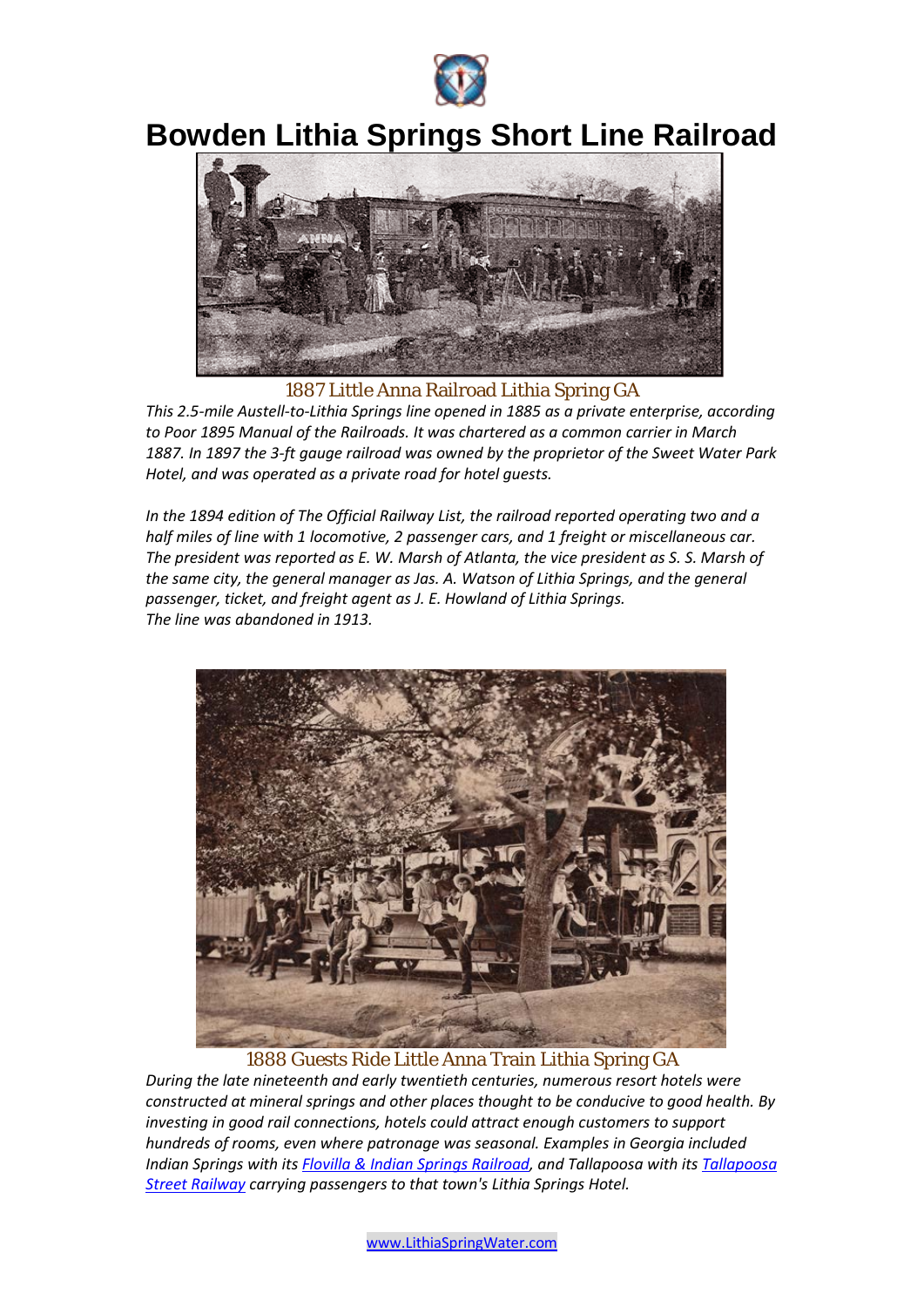# Bowden Lithia Springs Short Line Railroad

1887 Little Anna Railroad Lithia Spring GA

*This 2.5-mile Austell-to-Lithia Springs line opened in 1885 as a private enterprise, according to Poor 1895 Manual of the Railroads. It was chartered as a common carrier in March 1887. In 1897 the 3-ft gauge railroad was owned by the proprietor of the Sweet Water Park Hotel, and was operated as a private road for hotel guests.*

*In the 1894 edition of The Official Railway List, the railroad reported operating two and a half miles of line with 1 locomotive, 2 passenger cars, and 1 freight or miscellaneous car. The president was reported as E. W. Marsh of Atlanta, the vice president as S. S. Marsh of the same city, the general manager as Jas. A. Watson of Lithia Springs, and the general passenger, ticket, and freight agent as J. E. Howland of Lithia Springs.*
*The line was abandoned in 1913.*

1888 Guests Ride Little Anna Train Lithia Spring GA

*During the late nineteenth and early twentieth centuries, numerous resort hotels were constructed at mineral springs and other places thought to be conducive to good health. By investing in good rail connections, hotels could attract enough customers to support hundreds of rooms, even where patronage was seasonal. Examples in Georgia included Indian Springs with its [Flovilla & Indian Springs Railroad](), and Tallapoosa with its [Tallapoosa Street Railway]() carrying passengers to that town's Lithia Springs Hotel.*

www.LithiaSpringWater.com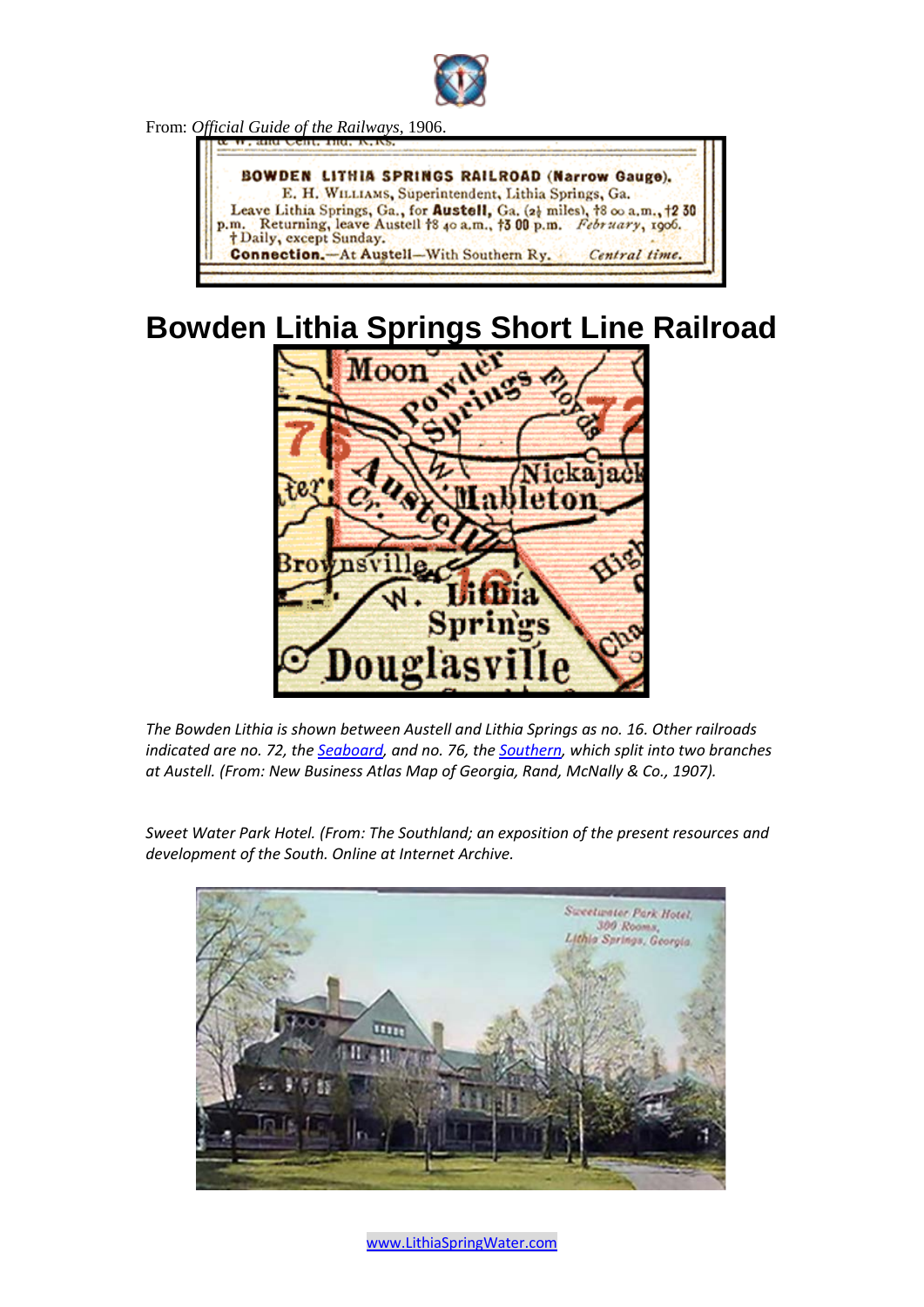From: *Official Guide of the Railways*, 1906.

**BOWDEN LITHIA SPRINGS RAILROAD (Narrow Gauge).**
E. H. WILLIAMS, Superintendent, Lithia Springs, Ga.
Leave Lithia Springs, Ga., for **Austell**, Ga. (2½ miles), †8 00 a.m., †2 30 p.m. Returning, leave Austell †8 40 a.m., †3 00 p.m. *February*, 1906.
† Daily, except Sunday.
**Connection.**—At Austell—With Southern Ry. *Central time.*

# Bowden Lithia Springs Short Line Railroad

*The Bowden Lithia is shown between Austell and Lithia Springs as no. 16. Other railroads indicated are no. 72, the Seaboard, and no. 76, the Southern, which split into two branches at Austell. (From: New Business Atlas Map of Georgia, Rand, McNally & Co., 1907).*

*Sweet Water Park Hotel. (From: The Southland; an exposition of the present resources and development of the South. Online at Internet Archive.*

www.LithiaSpringWater.com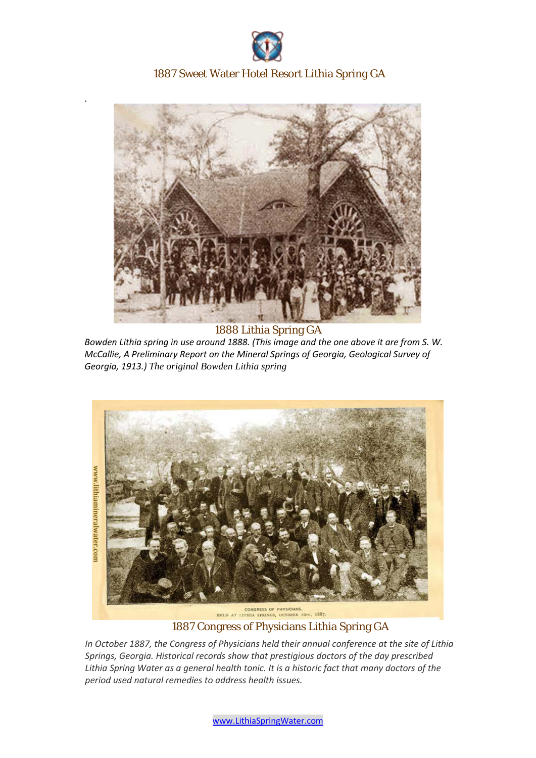1887 Sweet Water Hotel Resort Lithia Spring GA

.

1888 Lithia Spring GA

*Bowden Lithia spring in use around 1888. (This image and the one above it are from S. W. McCallie, A Preliminary Report on the Mineral Springs of Georgia, Geological Survey of Georgia, 1913.) The original Bowden Lithia spring*

1887 Congress of Physicians Lithia Spring GA

*In October 1887, the Congress of Physicians held their annual conference at the site of Lithia Springs, Georgia. Historical records show that prestigious doctors of the day prescribed Lithia Spring Water as a general health tonic. It is a historic fact that many doctors of the period used natural remedies to address health issues.*

www.LithiaSpringWater.com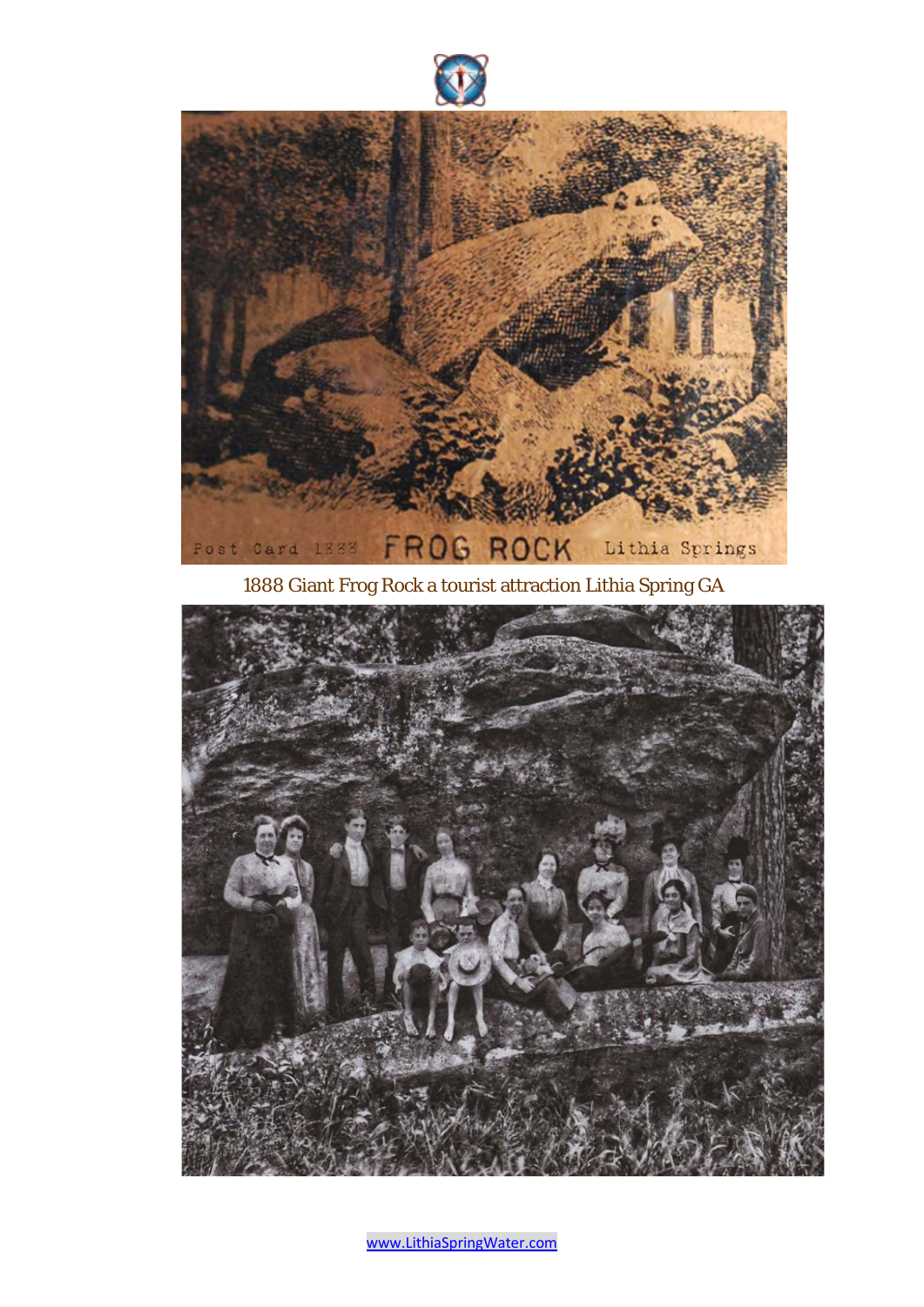1888 Giant Frog Rock a tourist attraction Lithia Spring GA

www.LithiaSpringWater.com